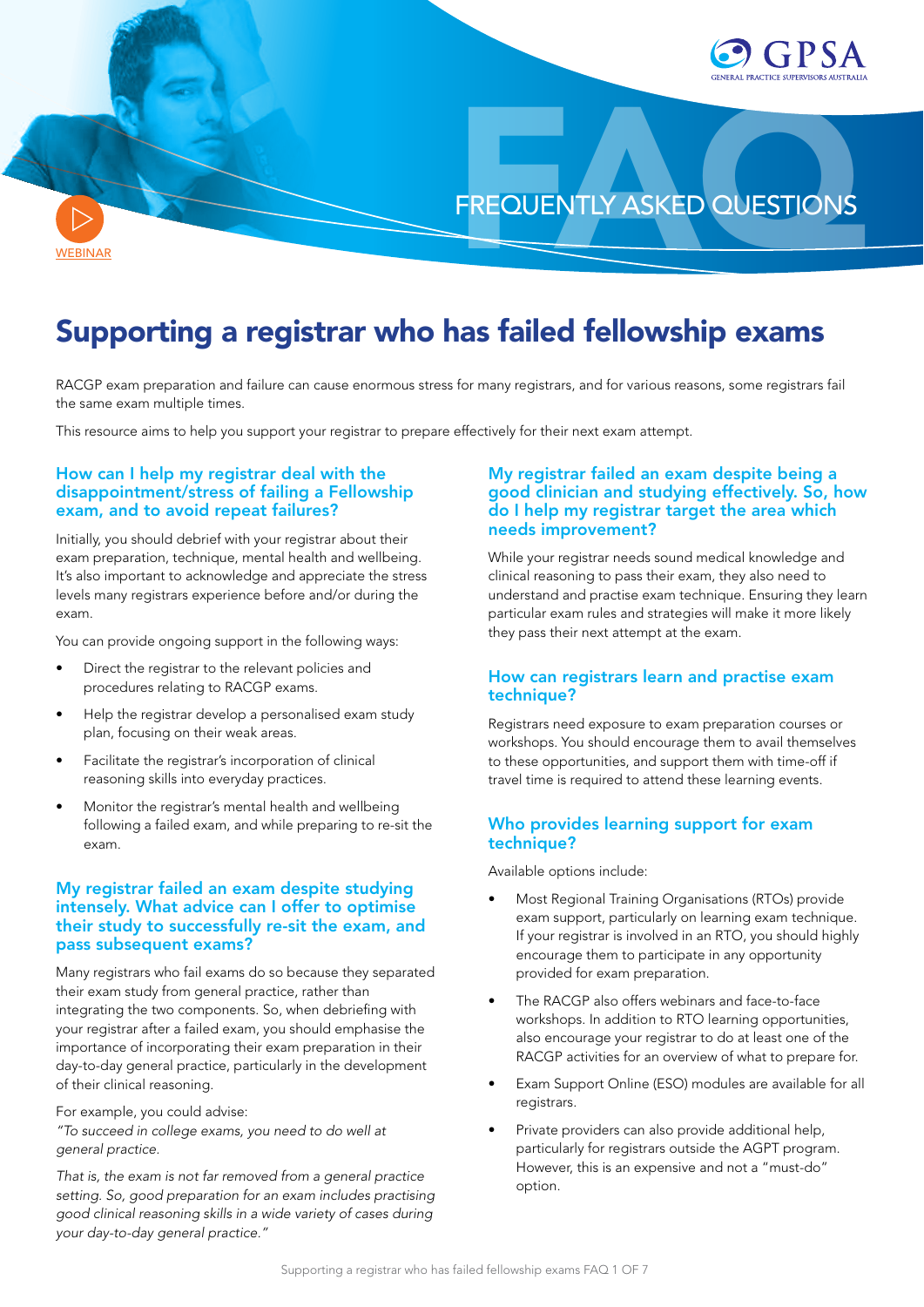WEBINAR

FREQUENTLY ASKED QUESTIONS

# Supporting a registrar who has failed fellowship exams

RACGP exam preparation and failure can cause enormous stress for many registrars, and for various reasons, some registrars fail the same exam multiple times.

This resource aims to help you support your registrar to prepare effectively for their next exam attempt.

## How can I help my registrar deal with the disappointment/stress of failing a Fellowship exam, and to avoid repeat failures?

Initially, you should debrief with your registrar about their exam preparation, technique, mental health and wellbeing. It's also important to acknowledge and appreciate the stress levels many registrars experience before and/or during the exam.

You can provide ongoing support in the following ways:

- Direct the registrar to the relevant policies and procedures relating to RACGP exams.
- Help the registrar develop a personalised exam study plan, focusing on their weak areas.
- Facilitate the registrar's incorporation of clinical reasoning skills into everyday practices.
- Monitor the registrar's mental health and wellbeing following a failed exam, and while preparing to re-sit the exam.

## My registrar failed an exam despite studying intensely. What advice can I offer to optimise their study to successfully re-sit the exam, and pass subsequent exams?

Many registrars who fail exams do so because they separated their exam study from general practice, rather than integrating the two components. So, when debriefing with your registrar after a failed exam, you should emphasise the importance of incorporating their exam preparation in their day-to-day general practice, particularly in the development of their clinical reasoning.

For example, you could advise:
*"To succeed in college exams, you need to do well at general practice.*

*That is, the exam is not far removed from a general practice setting. So, good preparation for an exam includes practising good clinical reasoning skills in a wide variety of cases during your day-to-day general practice."*

## My registrar failed an exam despite being a good clinician and studying effectively. So, how do I help my registrar target the area which needs improvement?

While your registrar needs sound medical knowledge and clinical reasoning to pass their exam, they also need to understand and practise exam technique. Ensuring they learn particular exam rules and strategies will make it more likely they pass their next attempt at the exam.

## How can registrars learn and practise exam technique?

Registrars need exposure to exam preparation courses or workshops. You should encourage them to avail themselves to these opportunities, and support them with time-off if travel time is required to attend these learning events.

## Who provides learning support for exam technique?

Available options include:

- Most Regional Training Organisations (RTOs) provide exam support, particularly on learning exam technique. If your registrar is involved in an RTO, you should highly encourage them to participate in any opportunity provided for exam preparation.
- The RACGP also offers webinars and face-to-face workshops. In addition to RTO learning opportunities, also encourage your registrar to do at least one of the RACGP activities for an overview of what to prepare for.
- Exam Support Online (ESO) modules are available for all registrars.
- Private providers can also provide additional help, particularly for registrars outside the AGPT program. However, this is an expensive and not a "must-do" option.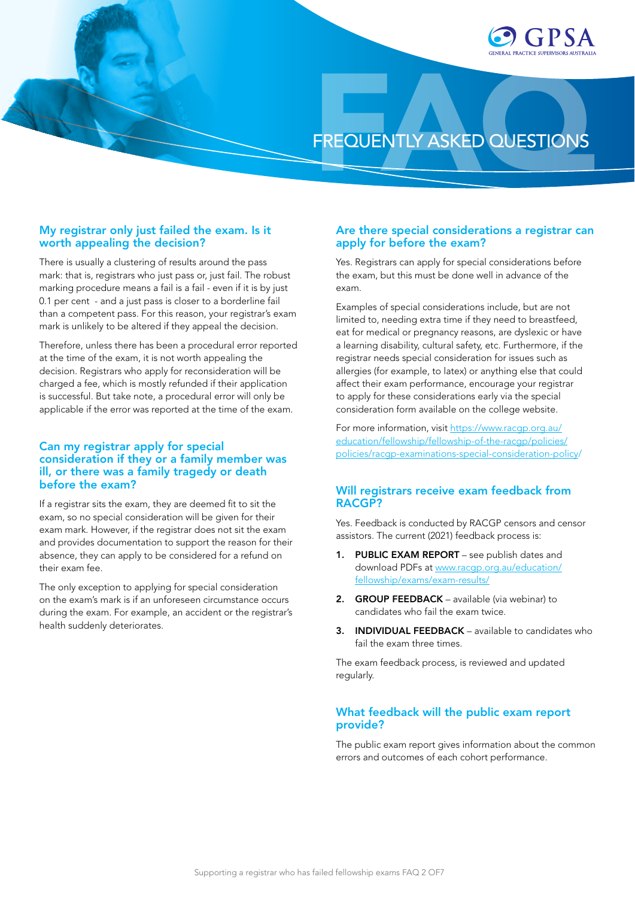# FREQUENTLY ASKED QUESTIONS

## My registrar only just failed the exam. Is it worth appealing the decision?

There is usually a clustering of results around the pass mark: that is, registrars who just pass or, just fail. The robust marking procedure means a fail is a fail - even if it is by just 0.1 per cent - and a just pass is closer to a borderline fail than a competent pass. For this reason, your registrar's exam mark is unlikely to be altered if they appeal the decision.

Therefore, unless there has been a procedural error reported at the time of the exam, it is not worth appealing the decision. Registrars who apply for reconsideration will be charged a fee, which is mostly refunded if their application is successful. But take note, a procedural error will only be applicable if the error was reported at the time of the exam.

## Can my registrar apply for special consideration if they or a family member was ill, or there was a family tragedy or death before the exam?

If a registrar sits the exam, they are deemed fit to sit the exam, so no special consideration will be given for their exam mark. However, if the registrar does not sit the exam and provides documentation to support the reason for their absence, they can apply to be considered for a refund on their exam fee.

The only exception to applying for special consideration on the exam's mark is if an unforeseen circumstance occurs during the exam. For example, an accident or the registrar's health suddenly deteriorates.

## Are there special considerations a registrar can apply for before the exam?

Yes. Registrars can apply for special considerations before the exam, but this must be done well in advance of the exam.

Examples of special considerations include, but are not limited to, needing extra time if they need to breastfeed, eat for medical or pregnancy reasons, are dyslexic or have a learning disability, cultural safety, etc. Furthermore, if the registrar needs special consideration for issues such as allergies (for example, to latex) or anything else that could affect their exam performance, encourage your registrar to apply for these considerations early via the special consideration form available on the college website.

For more information, visit https://www.racgp.org.au/education/fellowship/fellowship-of-the-racgp/policies/policies/racgp-examinations-special-consideration-policy/

## Will registrars receive exam feedback from RACGP?

Yes. Feedback is conducted by RACGP censors and censor assistors. The current (2021) feedback process is:

1. **PUBLIC EXAM REPORT** – see publish dates and download PDFs at www.racgp.org.au/education/fellowship/exams/exam-results/
2. **GROUP FEEDBACK** – available (via webinar) to candidates who fail the exam twice.
3. **INDIVIDUAL FEEDBACK** – available to candidates who fail the exam three times.

The exam feedback process, is reviewed and updated regularly.

## What feedback will the public exam report provide?

The public exam report gives information about the common errors and outcomes of each cohort performance.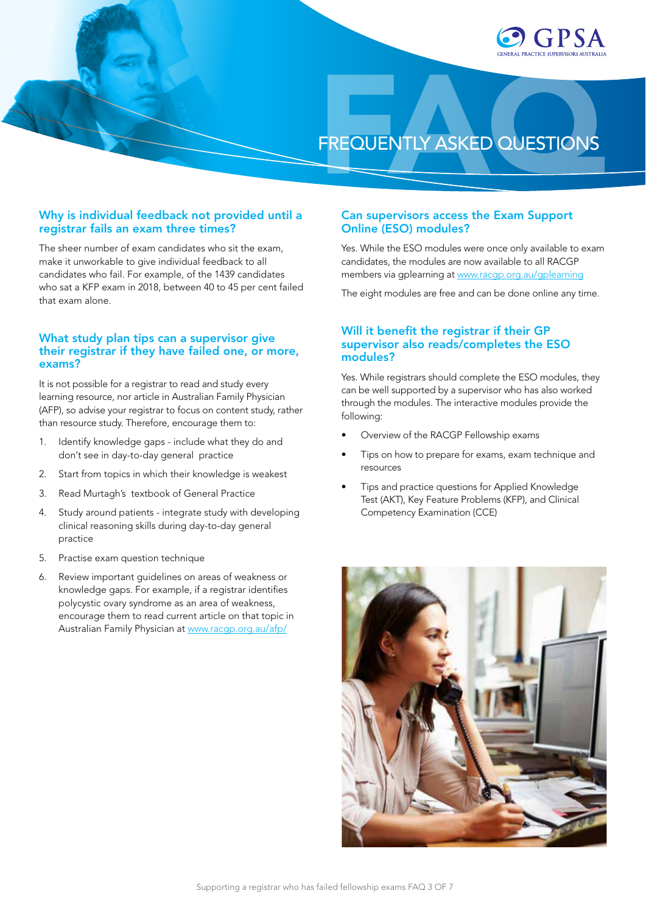# FREQUENTLY ASKED QUESTIONS

## Why is individual feedback not provided until a registrar fails an exam three times?

The sheer number of exam candidates who sit the exam, make it unworkable to give individual feedback to all candidates who fail. For example, of the 1439 candidates who sat a KFP exam in 2018, between 40 to 45 per cent failed that exam alone.

## What study plan tips can a supervisor give their registrar if they have failed one, or more, exams?

It is not possible for a registrar to read and study every learning resource, nor article in Australian Family Physician (AFP), so advise your registrar to focus on content study, rather than resource study. Therefore, encourage them to:

1. Identify knowledge gaps - include what they do and don't see in day-to-day general practice
2. Start from topics in which their knowledge is weakest
3. Read Murtagh's textbook of General Practice
4. Study around patients - integrate study with developing clinical reasoning skills during day-to-day general practice
5. Practise exam question technique
6. Review important guidelines on areas of weakness or knowledge gaps. For example, if a registrar identifies polycystic ovary syndrome as an area of weakness, encourage them to read current article on that topic in Australian Family Physician at www.racgp.org.au/afp/

## Can supervisors access the Exam Support Online (ESO) modules?

Yes. While the ESO modules were once only available to exam candidates, the modules are now available to all RACGP members via gplearning at www.racgp.org.au/gplearning

The eight modules are free and can be done online any time.

## Will it benefit the registrar if their GP supervisor also reads/completes the ESO modules?

Yes. While registrars should complete the ESO modules, they can be well supported by a supervisor who has also worked through the modules. The interactive modules provide the following:

- Overview of the RACGP Fellowship exams
- Tips on how to prepare for exams, exam technique and resources
- Tips and practice questions for Applied Knowledge Test (AKT), Key Feature Problems (KFP), and Clinical Competency Examination (CCE)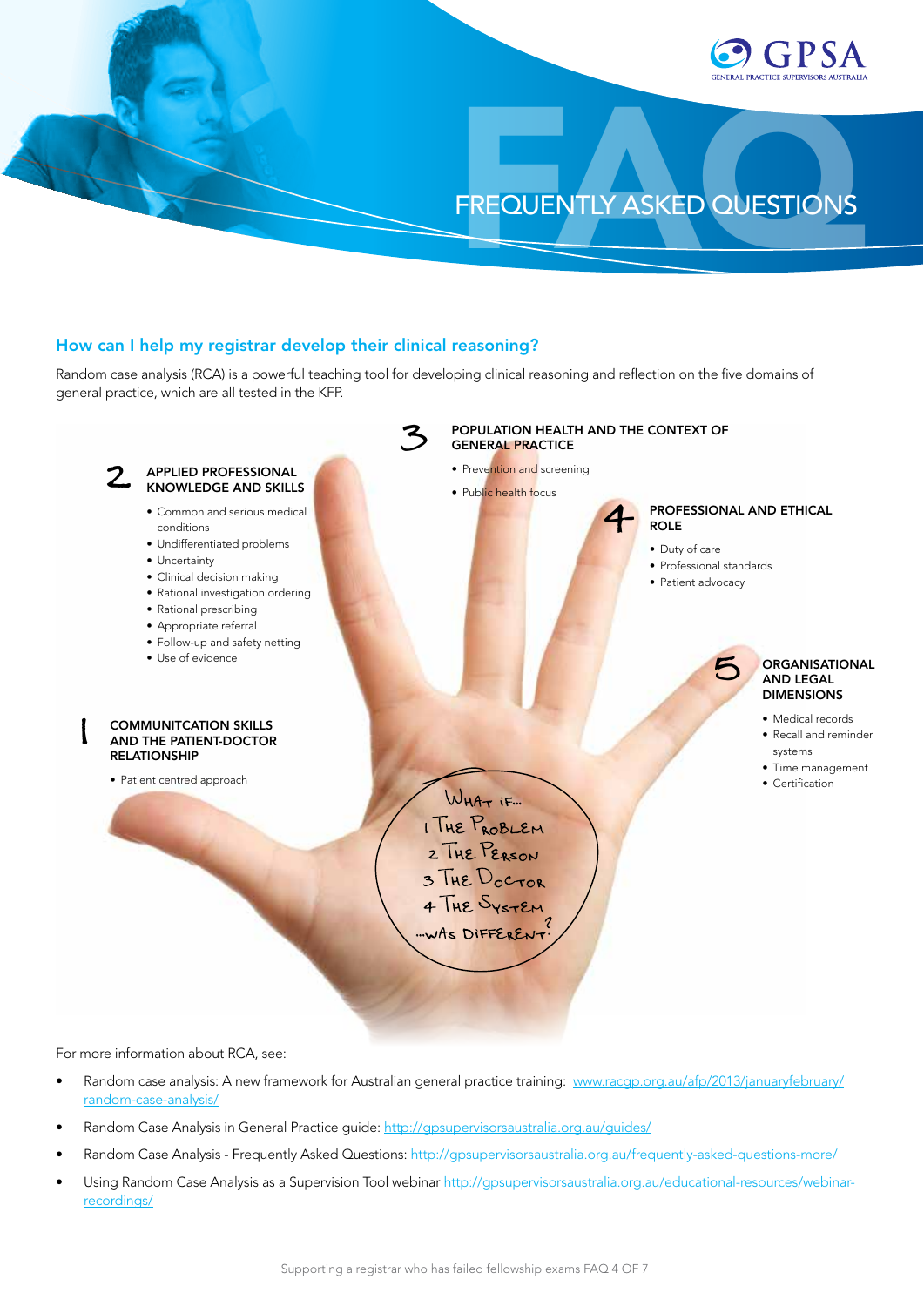# FREQUENTLY ASKED QUESTIONS

## How can I help my registrar develop their clinical reasoning?

Random case analysis (RCA) is a powerful teaching tool for developing clinical reasoning and reflection on the five domains of general practice, which are all tested in the KFP.

**1 COMMUNITCATION SKILLS AND THE PATIENT-DOCTOR RELATIONSHIP**

- Patient centred approach

**2 APPLIED PROFESSIONAL KNOWLEDGE AND SKILLS**

- Common and serious medical conditions
- Undifferentiated problems
- Uncertainty
- Clinical decision making
- Rational investigation ordering
- Rational prescribing
- Appropriate referral
- Follow-up and safety netting
- Use of evidence

**3 POPULATION HEALTH AND THE CONTEXT OF GENERAL PRACTICE**

- Prevention and screening
- Public health focus

**4 PROFESSIONAL AND ETHICAL ROLE**

- Duty of care
- Professional standards
- Patient advocacy

**5 ORGANISATIONAL AND LEGAL DIMENSIONS**

- Medical records
- Recall and reminder systems
- Time management
- Certification

What if...
1 The Problem
2 The Person
3 The Doctor
4 The System
...was different?

For more information about RCA, see:

- Random case analysis: A new framework for Australian general practice training: www.racgp.org.au/afp/2013/januaryfebruary/random-case-analysis/
- Random Case Analysis in General Practice guide: http://gpsupervisorsaustralia.org.au/guides/
- Random Case Analysis - Frequently Asked Questions: http://gpsupervisorsaustralia.org.au/frequently-asked-questions-more/
- Using Random Case Analysis as a Supervision Tool webinar http://gpsupervisorsaustralia.org.au/educational-resources/webinar-recordings/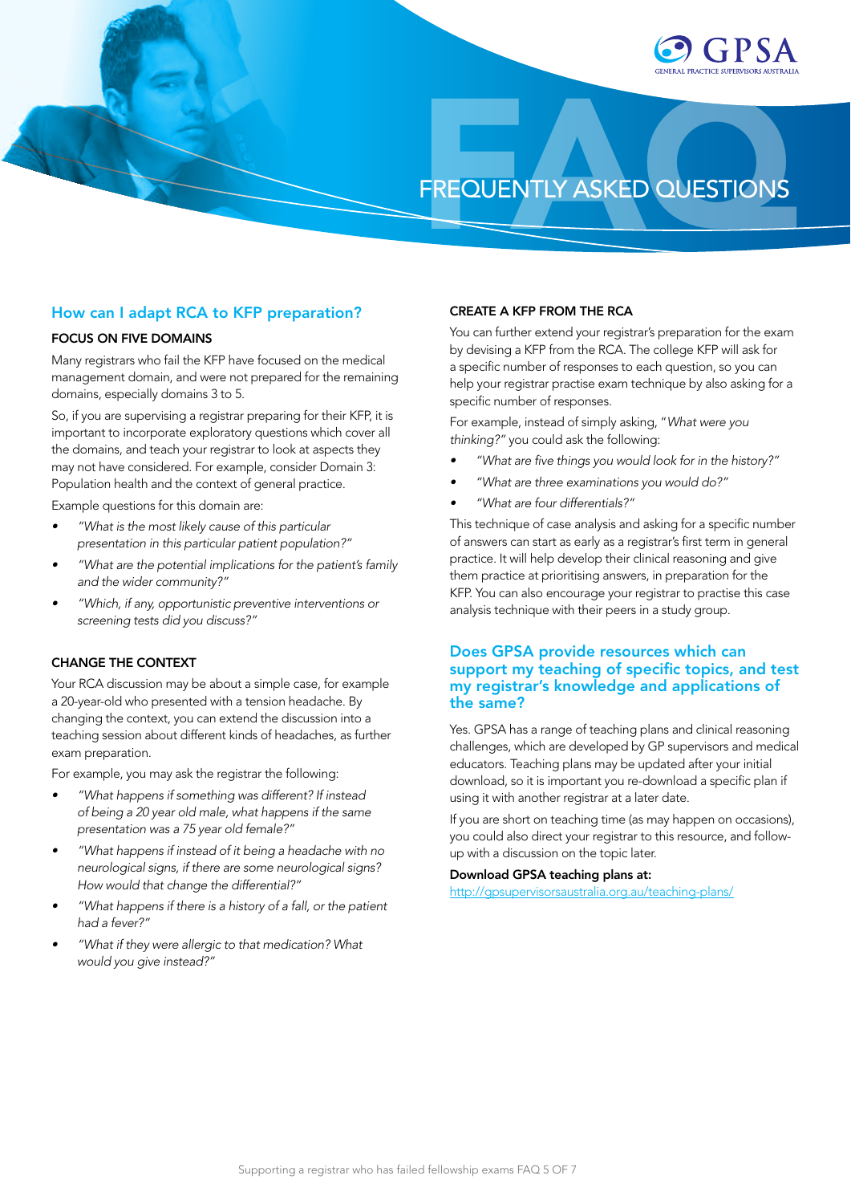# FREQUENTLY ASKED QUESTIONS

## How can I adapt RCA to KFP preparation?

### FOCUS ON FIVE DOMAINS

Many registrars who fail the KFP have focused on the medical management domain, and were not prepared for the remaining domains, especially domains 3 to 5.

So, if you are supervising a registrar preparing for their KFP, it is important to incorporate exploratory questions which cover all the domains, and teach your registrar to look at aspects they may not have considered. For example, consider Domain 3: Population health and the context of general practice.

Example questions for this domain are:

- *"What is the most likely cause of this particular presentation in this particular patient population?"*
- *"What are the potential implications for the patient's family and the wider community?"*
- *"Which, if any, opportunistic preventive interventions or screening tests did you discuss?"*

### CHANGE THE CONTEXT

Your RCA discussion may be about a simple case, for example a 20-year-old who presented with a tension headache. By changing the context, you can extend the discussion into a teaching session about different kinds of headaches, as further exam preparation.

For example, you may ask the registrar the following:

- *"What happens if something was different? If instead of being a 20 year old male, what happens if the same presentation was a 75 year old female?"*
- *"What happens if instead of it being a headache with no neurological signs, if there are some neurological signs? How would that change the differential?"*
- *"What happens if there is a history of a fall, or the patient had a fever?"*
- *"What if they were allergic to that medication? What would you give instead?"*

### CREATE A KFP FROM THE RCA

You can further extend your registrar's preparation for the exam by devising a KFP from the RCA. The college KFP will ask for a specific number of responses to each question, so you can help your registrar practise exam technique by also asking for a specific number of responses.

For example, instead of simply asking, "*What were you thinking?*" you could ask the following:

- *"What are five things you would look for in the history?"*
- *"What are three examinations you would do?"*
- *"What are four differentials?"*

This technique of case analysis and asking for a specific number of answers can start as early as a registrar's first term in general practice. It will help develop their clinical reasoning and give them practice at prioritising answers, in preparation for the KFP. You can also encourage your registrar to practise this case analysis technique with their peers in a study group.

## Does GPSA provide resources which can support my teaching of specific topics, and test my registrar's knowledge and applications of the same?

Yes. GPSA has a range of teaching plans and clinical reasoning challenges, which are developed by GP supervisors and medical educators. Teaching plans may be updated after your initial download, so it is important you re-download a specific plan if using it with another registrar at a later date.

If you are short on teaching time (as may happen on occasions), you could also direct your registrar to this resource, and follow-up with a discussion on the topic later.

**Download GPSA teaching plans at:**
http://gpsupervisorsaustralia.org.au/teaching-plans/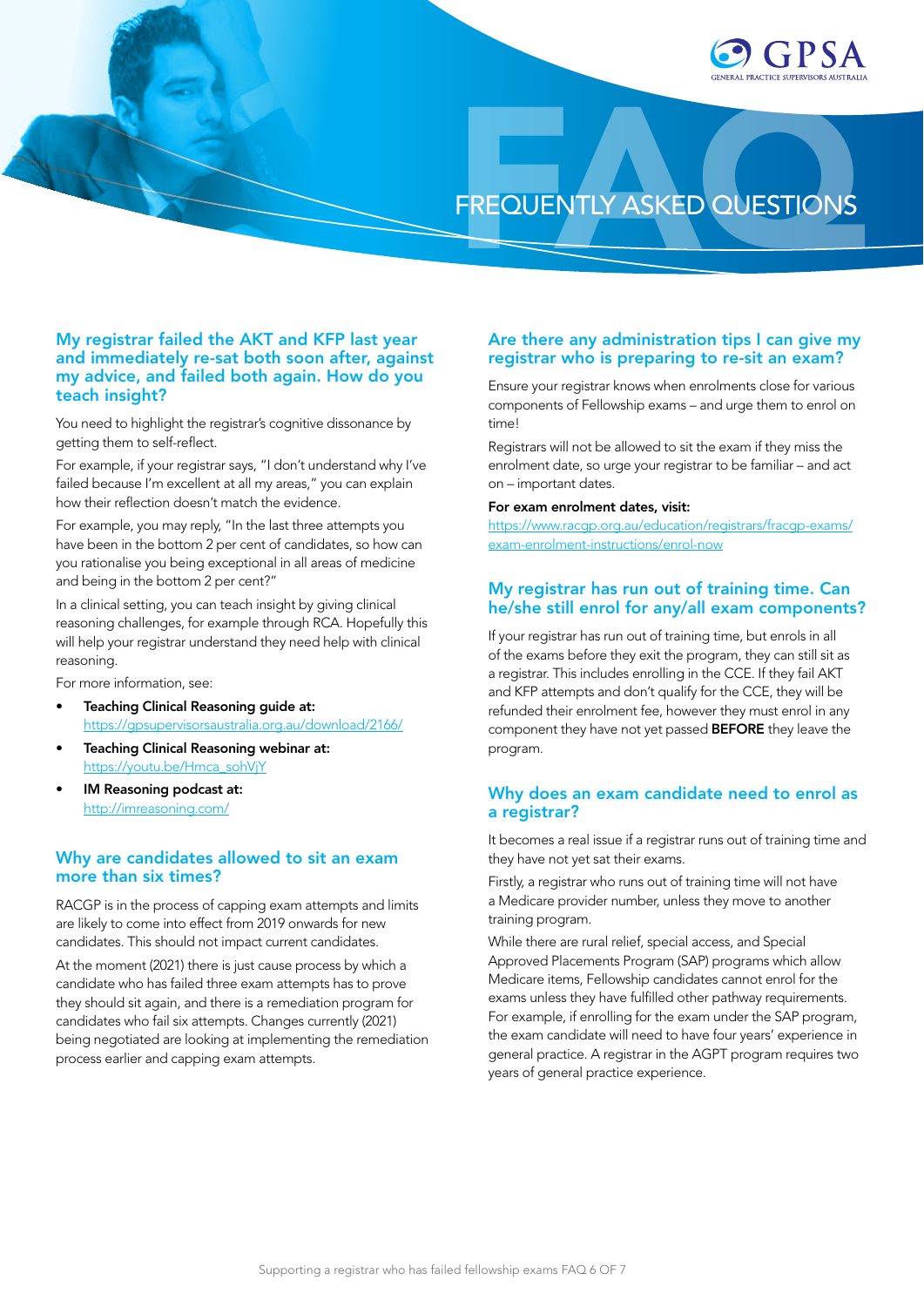FREQUENTLY ASKED QUESTIONS

## My registrar failed the AKT and KFP last year and immediately re-sat both soon after, against my advice, and failed both again. How do you teach insight?

You need to highlight the registrar's cognitive dissonance by getting them to self-reflect.

For example, if your registrar says, "I don't understand why I've failed because I'm excellent at all my areas," you can explain how their reflection doesn't match the evidence.

For example, you may reply, "In the last three attempts you have been in the bottom 2 per cent of candidates, so how can you rationalise you being exceptional in all areas of medicine and being in the bottom 2 per cent?"

In a clinical setting, you can teach insight by giving clinical reasoning challenges, for example through RCA. Hopefully this will help your registrar understand they need help with clinical reasoning.

For more information, see:

- **Teaching Clinical Reasoning guide at:** https://gpsupervisorsaustralia.org.au/download/2166/
- **Teaching Clinical Reasoning webinar at:** https://youtu.be/Hmca_sohVjY
- **IM Reasoning podcast at:** http://imreasoning.com/

## Why are candidates allowed to sit an exam more than six times?

RACGP is in the process of capping exam attempts and limits are likely to come into effect from 2019 onwards for new candidates. This should not impact current candidates.

At the moment (2021) there is just cause process by which a candidate who has failed three exam attempts has to prove they should sit again, and there is a remediation program for candidates who fail six attempts. Changes currently (2021) being negotiated are looking at implementing the remediation process earlier and capping exam attempts.

## Are there any administration tips I can give my registrar who is preparing to re-sit an exam?

Ensure your registrar knows when enrolments close for various components of Fellowship exams – and urge them to enrol on time!

Registrars will not be allowed to sit the exam if they miss the enrolment date, so urge your registrar to be familiar – and act on – important dates.

**For exam enrolment dates, visit:**
https://www.racgp.org.au/education/registrars/fracgp-exams/exam-enrolment-instructions/enrol-now

## My registrar has run out of training time. Can he/she still enrol for any/all exam components?

If your registrar has run out of training time, but enrols in all of the exams before they exit the program, they can still sit as a registrar. This includes enrolling in the CCE. If they fail AKT and KFP attempts and don't qualify for the CCE, they will be refunded their enrolment fee, however they must enrol in any component they have not yet passed **BEFORE** they leave the program.

## Why does an exam candidate need to enrol as a registrar?

It becomes a real issue if a registrar runs out of training time and they have not yet sat their exams.

Firstly, a registrar who runs out of training time will not have a Medicare provider number, unless they move to another training program.

While there are rural relief, special access, and Special Approved Placements Program (SAP) programs which allow Medicare items, Fellowship candidates cannot enrol for the exams unless they have fulfilled other pathway requirements. For example, if enrolling for the exam under the SAP program, the exam candidate will need to have four years' experience in general practice. A registrar in the AGPT program requires two years of general practice experience.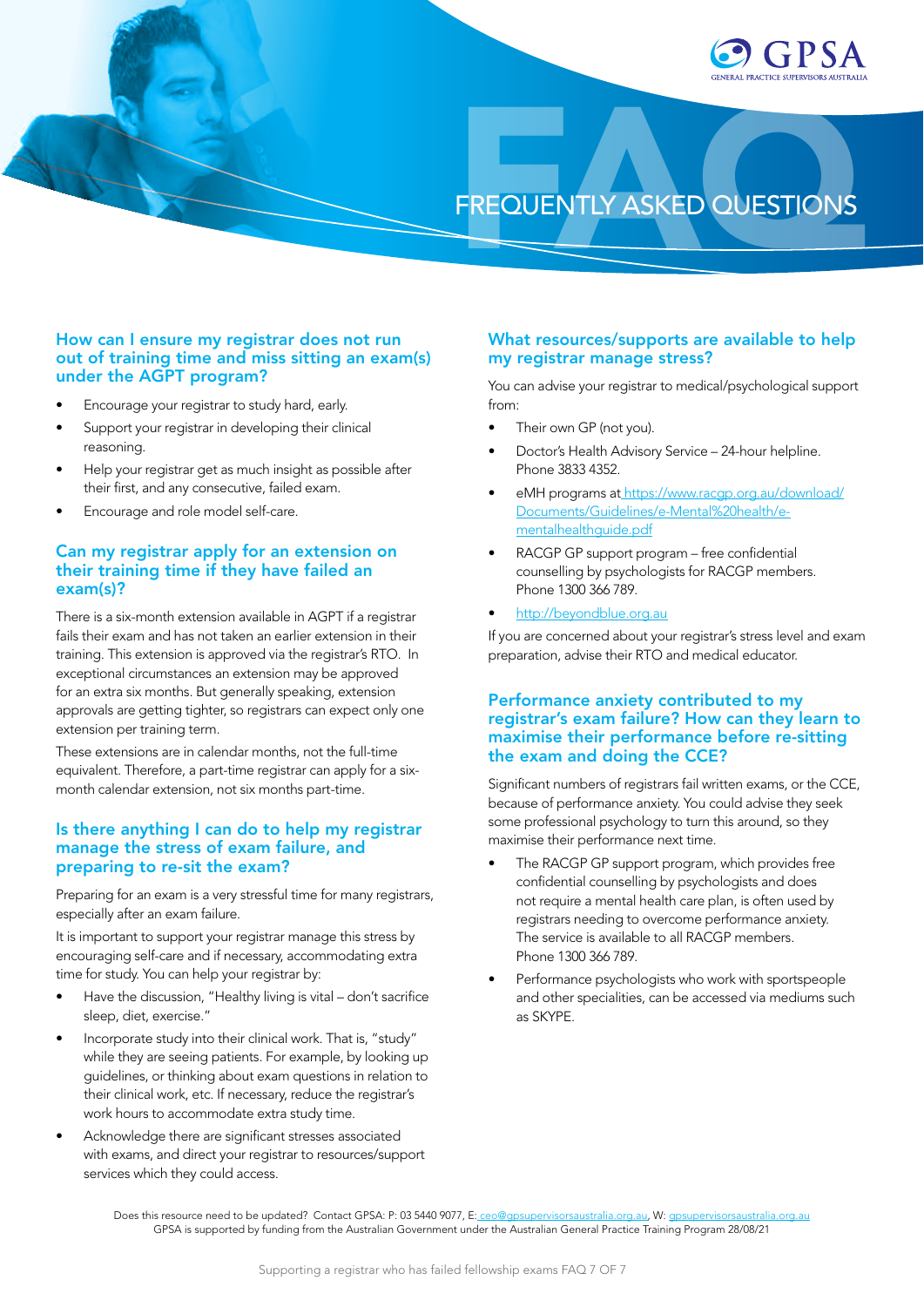# FREQUENTLY ASKED QUESTIONS

### How can I ensure my registrar does not run out of training time and miss sitting an exam(s) under the AGPT program?

- Encourage your registrar to study hard, early.
- Support your registrar in developing their clinical reasoning.
- Help your registrar get as much insight as possible after their first, and any consecutive, failed exam.
- Encourage and role model self-care.

### Can my registrar apply for an extension on their training time if they have failed an exam(s)?

There is a six-month extension available in AGPT if a registrar fails their exam and has not taken an earlier extension in their training. This extension is approved via the registrar's RTO. In exceptional circumstances an extension may be approved for an extra six months. But generally speaking, extension approvals are getting tighter, so registrars can expect only one extension per training term.

These extensions are in calendar months, not the full-time equivalent. Therefore, a part-time registrar can apply for a six-month calendar extension, not six months part-time.

### Is there anything I can do to help my registrar manage the stress of exam failure, and preparing to re-sit the exam?

Preparing for an exam is a very stressful time for many registrars, especially after an exam failure.

It is important to support your registrar manage this stress by encouraging self-care and if necessary, accommodating extra time for study. You can help your registrar by:

- Have the discussion, "Healthy living is vital – don't sacrifice sleep, diet, exercise."
- Incorporate study into their clinical work. That is, "study" while they are seeing patients. For example, by looking up guidelines, or thinking about exam questions in relation to their clinical work, etc. If necessary, reduce the registrar's work hours to accommodate extra study time.
- Acknowledge there are significant stresses associated with exams, and direct your registrar to resources/support services which they could access.

### What resources/supports are available to help my registrar manage stress?

You can advise your registrar to medical/psychological support from:

- Their own GP (not you).
- Doctor's Health Advisory Service – 24-hour helpline. Phone 3833 4352.
- eMH programs at https://www.racgp.org.au/download/Documents/Guidelines/e-Mental%20health/e-mentalhealthguide.pdf
- RACGP GP support program – free confidential counselling by psychologists for RACGP members. Phone 1300 366 789.
- http://beyondblue.org.au

If you are concerned about your registrar's stress level and exam preparation, advise their RTO and medical educator.

### Performance anxiety contributed to my registrar's exam failure? How can they learn to maximise their performance before re-sitting the exam and doing the CCE?

Significant numbers of registrars fail written exams, or the CCE, because of performance anxiety. You could advise they seek some professional psychology to turn this around, so they maximise their performance next time.

- The RACGP GP support program, which provides free confidential counselling by psychologists and does not require a mental health care plan, is often used by registrars needing to overcome performance anxiety. The service is available to all RACGP members. Phone 1300 366 789.
- Performance psychologists who work with sportspeople and other specialities, can be accessed via mediums such as SKYPE.

Does this resource need to be updated? Contact GPSA: P: 03 5440 9077, E: ceo@gpsupervisorsaustralia.org.au, W: gpsupervisorsaustralia.org.au
GPSA is supported by funding from the Australian Government under the Australian General Practice Training Program 28/08/21